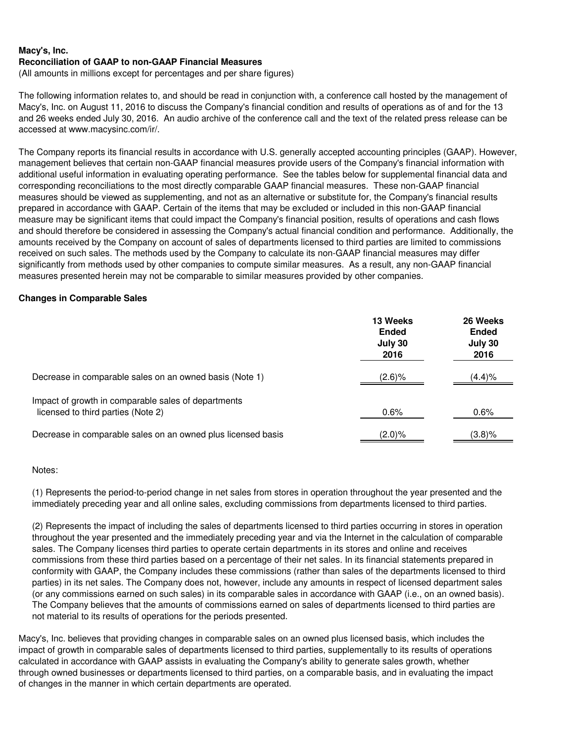**Macy's, Inc.**
**Reconciliation of GAAP to non-GAAP Financial Measures**
(All amounts in millions except for percentages and per share figures)

The following information relates to, and should be read in conjunction with, a conference call hosted by the management of Macy's, Inc. on August 11, 2016 to discuss the Company's financial condition and results of operations as of and for the 13 and 26 weeks ended July 30, 2016. An audio archive of the conference call and the text of the related press release can be accessed at www.macysinc.com/ir/.

The Company reports its financial results in accordance with U.S. generally accepted accounting principles (GAAP). However, management believes that certain non-GAAP financial measures provide users of the Company's financial information with additional useful information in evaluating operating performance. See the tables below for supplemental financial data and corresponding reconciliations to the most directly comparable GAAP financial measures. These non-GAAP financial measures should be viewed as supplementing, and not as an alternative or substitute for, the Company's financial results prepared in accordance with GAAP. Certain of the items that may be excluded or included in this non-GAAP financial measure may be significant items that could impact the Company's financial position, results of operations and cash flows and should therefore be considered in assessing the Company's actual financial condition and performance. Additionally, the amounts received by the Company on account of sales of departments licensed to third parties are limited to commissions received on such sales. The methods used by the Company to calculate its non-GAAP financial measures may differ significantly from methods used by other companies to compute similar measures. As a result, any non-GAAP financial measures presented herein may not be comparable to similar measures provided by other companies.

**Changes in Comparable Sales**

| | 13 Weeks Ended July 30 2016 | 26 Weeks Ended July 30 2016 |
|---|---|---|
| Decrease in comparable sales on an owned basis (Note 1) | (2.6)% | (4.4)% |
| Impact of growth in comparable sales of departments licensed to third parties (Note 2) | 0.6% | 0.6% |
| Decrease in comparable sales on an owned plus licensed basis | (2.0)% | (3.8)% |

Notes:

(1) Represents the period-to-period change in net sales from stores in operation throughout the year presented and the immediately preceding year and all online sales, excluding commissions from departments licensed to third parties.

(2) Represents the impact of including the sales of departments licensed to third parties occurring in stores in operation throughout the year presented and the immediately preceding year and via the Internet in the calculation of comparable sales. The Company licenses third parties to operate certain departments in its stores and online and receives commissions from these third parties based on a percentage of their net sales. In its financial statements prepared in conformity with GAAP, the Company includes these commissions (rather than sales of the departments licensed to third parties) in its net sales. The Company does not, however, include any amounts in respect of licensed department sales (or any commissions earned on such sales) in its comparable sales in accordance with GAAP (i.e., on an owned basis). The Company believes that the amounts of commissions earned on sales of departments licensed to third parties are not material to its results of operations for the periods presented.

Macy's, Inc. believes that providing changes in comparable sales on an owned plus licensed basis, which includes the impact of growth in comparable sales of departments licensed to third parties, supplementally to its results of operations calculated in accordance with GAAP assists in evaluating the Company's ability to generate sales growth, whether through owned businesses or departments licensed to third parties, on a comparable basis, and in evaluating the impact of changes in the manner in which certain departments are operated.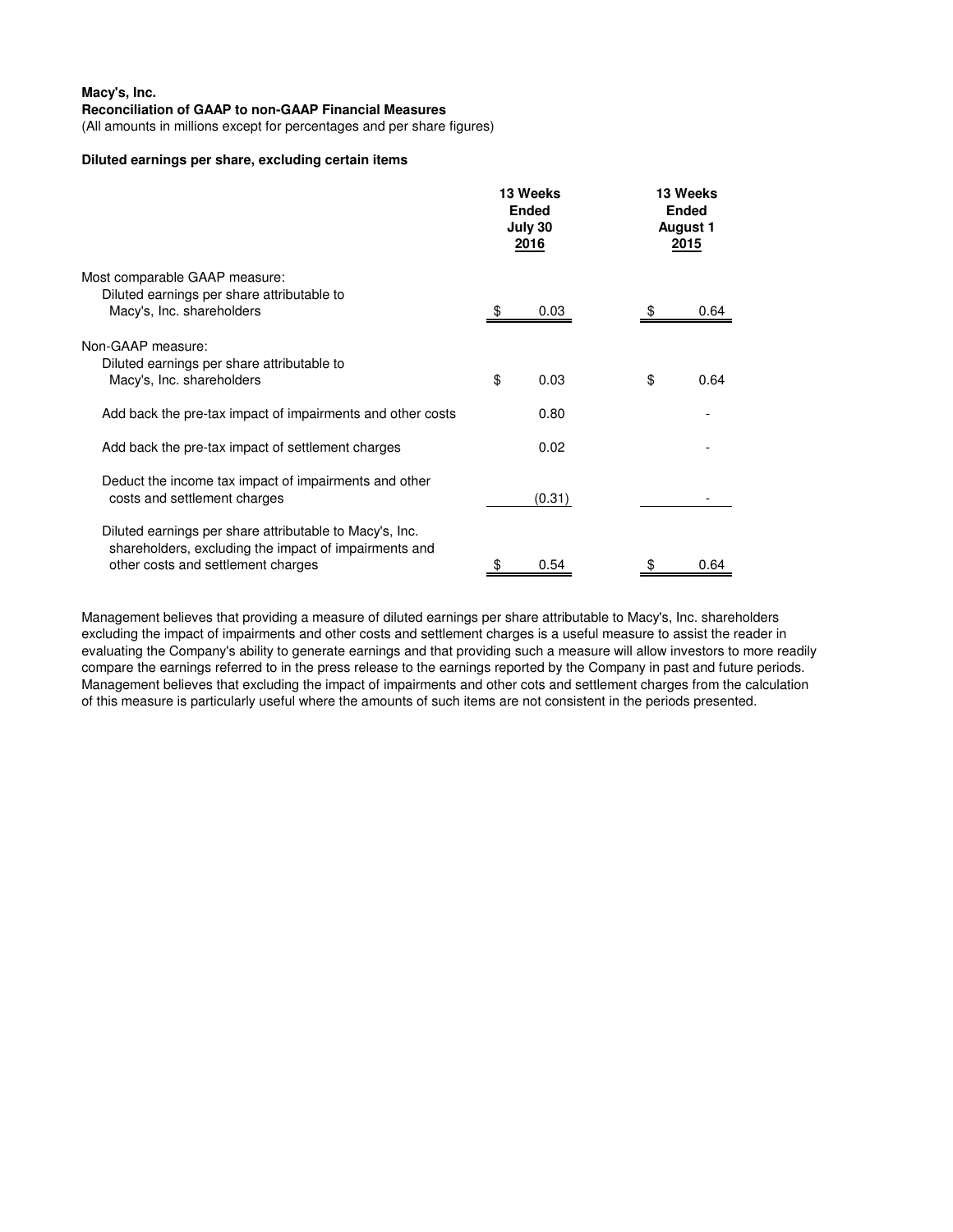**Macy's, Inc.**
**Reconciliation of GAAP to non-GAAP Financial Measures**
(All amounts in millions except for percentages and per share figures)

**Diluted earnings per share, excluding certain items**

| | 13 Weeks Ended July 30 2016 | 13 Weeks Ended August 1 2015 |
|---|---|---|
| Most comparable GAAP measure: | | |
| Diluted earnings per share attributable to Macy's, Inc. shareholders | $ 0.03 | $ 0.64 |
| Non-GAAP measure: | | |
| Diluted earnings per share attributable to Macy's, Inc. shareholders | $ 0.03 | $ 0.64 |
| Add back the pre-tax impact of impairments and other costs | 0.80 | - |
| Add back the pre-tax impact of settlement charges | 0.02 | - |
| Deduct the income tax impact of impairments and other costs and settlement charges | (0.31) | - |
| Diluted earnings per share attributable to Macy's, Inc. shareholders, excluding the impact of impairments and other costs and settlement charges | $ 0.54 | $ 0.64 |

Management believes that providing a measure of diluted earnings per share attributable to Macy's, Inc. shareholders excluding the impact of impairments and other costs and settlement charges is a useful measure to assist the reader in evaluating the Company's ability to generate earnings and that providing such a measure will allow investors to more readily compare the earnings referred to in the press release to the earnings reported by the Company in past and future periods. Management believes that excluding the impact of impairments and other cots and settlement charges from the calculation of this measure is particularly useful where the amounts of such items are not consistent in the periods presented.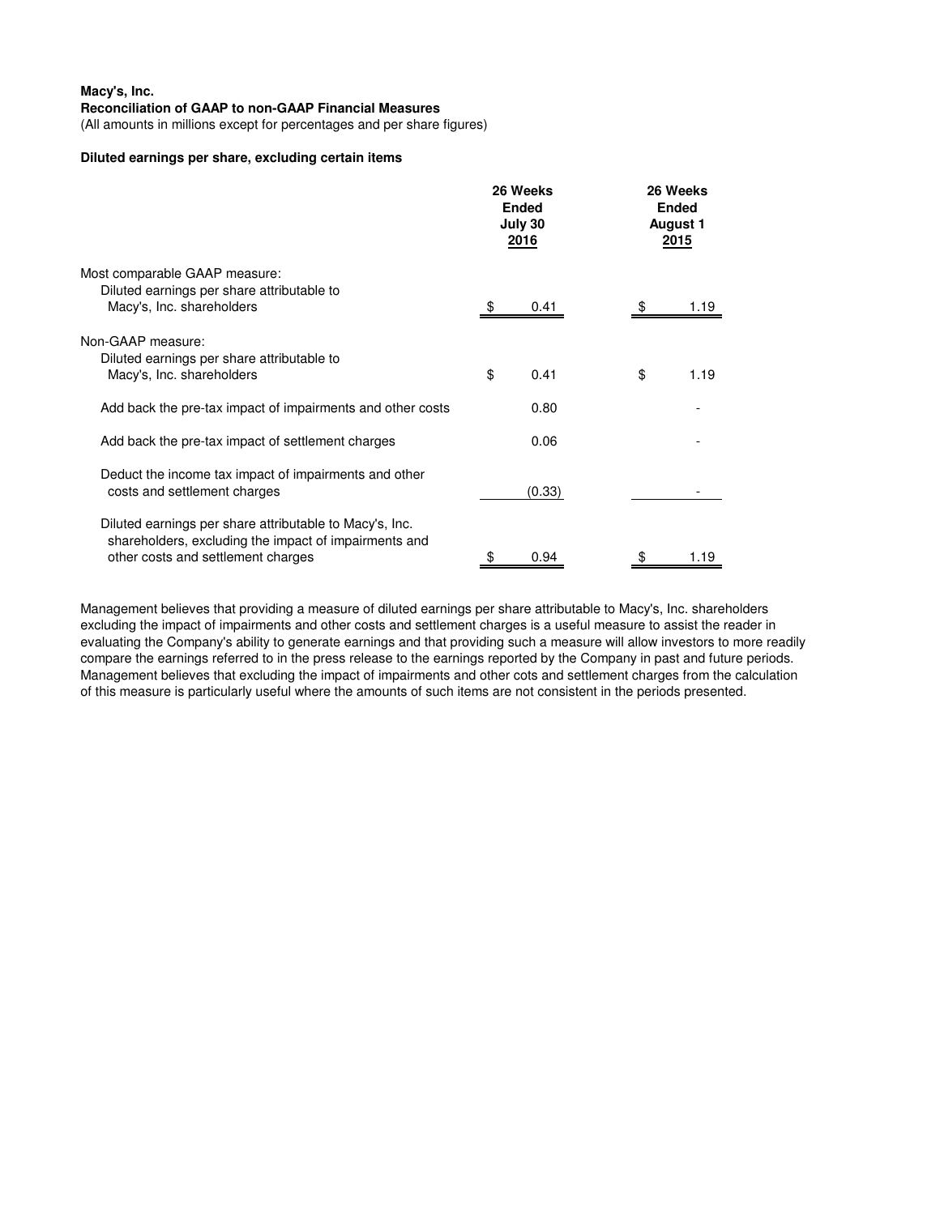**Macy's, Inc.**

**Reconciliation of GAAP to non-GAAP Financial Measures**

(All amounts in millions except for percentages and per share figures)

**Diluted earnings per share, excluding certain items**

| | 26 Weeks Ended July 30 2016 | 26 Weeks Ended August 1 2015 |
|---|---|---|
| Most comparable GAAP measure: | | |
| Diluted earnings per share attributable to Macy's, Inc. shareholders | $ 0.41 | $ 1.19 |
| Non-GAAP measure: | | |
| Diluted earnings per share attributable to Macy's, Inc. shareholders | $ 0.41 | $ 1.19 |
| Add back the pre-tax impact of impairments and other costs | 0.80 | - |
| Add back the pre-tax impact of settlement charges | 0.06 | - |
| Deduct the income tax impact of impairments and other costs and settlement charges | (0.33) | - |
| Diluted earnings per share attributable to Macy's, Inc. shareholders, excluding the impact of impairments and other costs and settlement charges | $ 0.94 | $ 1.19 |

Management believes that providing a measure of diluted earnings per share attributable to Macy's, Inc. shareholders excluding the impact of impairments and other costs and settlement charges is a useful measure to assist the reader in evaluating the Company's ability to generate earnings and that providing such a measure will allow investors to more readily compare the earnings referred to in the press release to the earnings reported by the Company in past and future periods. Management believes that excluding the impact of impairments and other cots and settlement charges from the calculation of this measure is particularly useful where the amounts of such items are not consistent in the periods presented.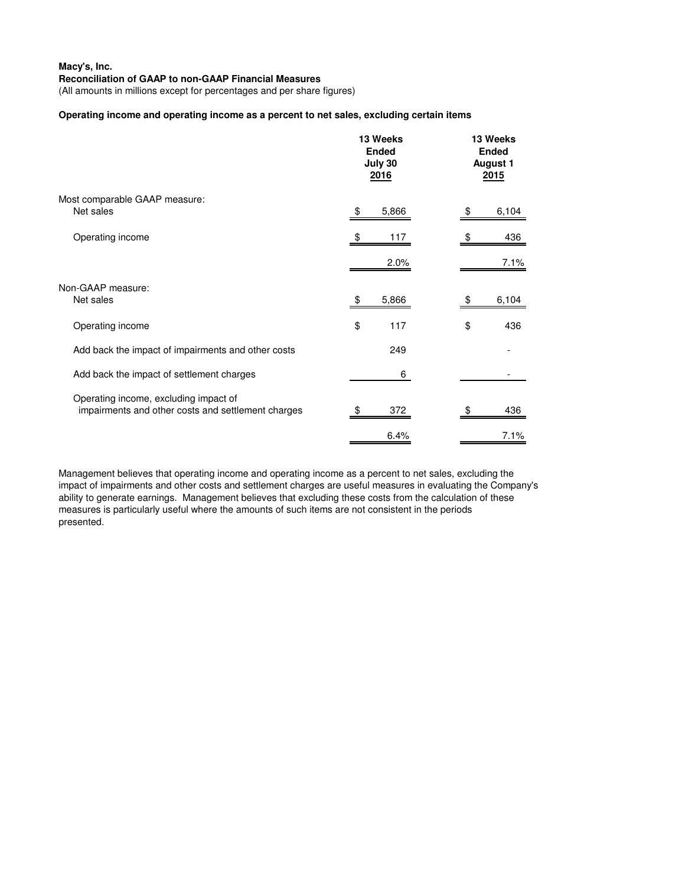**Macy's, Inc.**
**Reconciliation of GAAP to non-GAAP Financial Measures**
(All amounts in millions except for percentages and per share figures)

**Operating income and operating income as a percent to net sales, excluding certain items**

| | 13 Weeks Ended July 30 2016 | 13 Weeks Ended August 1 2015 |
|---|---|---|
| Most comparable GAAP measure: | | |
| Net sales | $ 5,866 | $ 6,104 |
| Operating income | $ 117 | $ 436 |
| | 2.0% | 7.1% |
| Non-GAAP measure: | | |
| Net sales | $ 5,866 | $ 6,104 |
| Operating income | $ 117 | $ 436 |
| Add back the impact of impairments and other costs | 249 | - |
| Add back the impact of settlement charges | 6 | - |
| Operating income, excluding impact of impairments and other costs and settlement charges | $ 372 | $ 436 |
| | 6.4% | 7.1% |

Management believes that operating income and operating income as a percent to net sales, excluding the impact of impairments and other costs and settlement charges are useful measures in evaluating the Company's ability to generate earnings. Management believes that excluding these costs from the calculation of these measures is particularly useful where the amounts of such items are not consistent in the periods presented.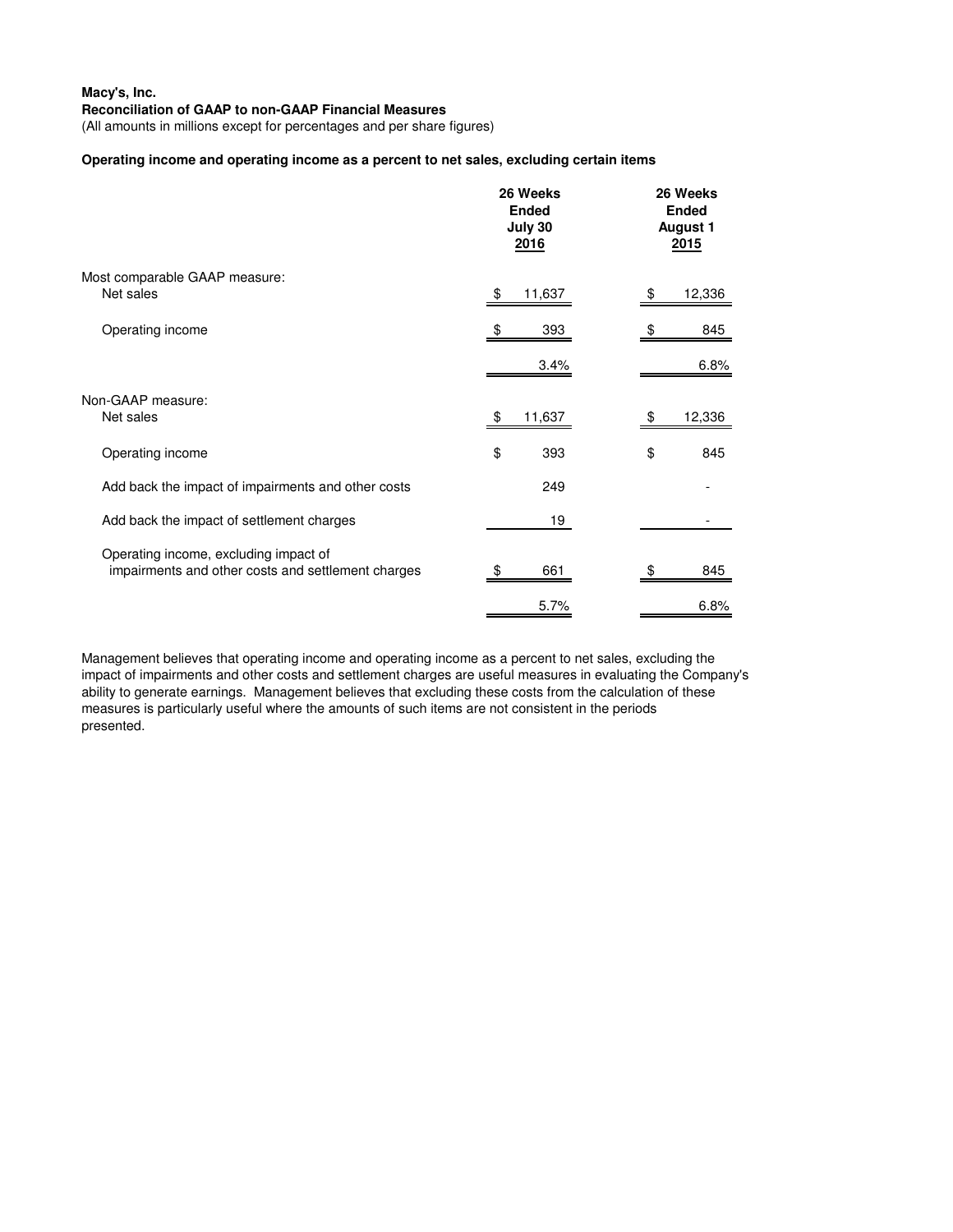**Macy's, Inc.**
**Reconciliation of GAAP to non-GAAP Financial Measures**
(All amounts in millions except for percentages and per share figures)

**Operating income and operating income as a percent to net sales, excluding certain items**

| | 26 Weeks Ended July 30 2016 | 26 Weeks Ended August 1 2015 |
|---|---|---|
| Most comparable GAAP measure: | | |
| Net sales | $ 11,637 | $ 12,336 |
| Operating income | $ 393 | $ 845 |
| | 3.4% | 6.8% |
| Non-GAAP measure: | | |
| Net sales | $ 11,637 | $ 12,336 |
| Operating income | $ 393 | $ 845 |
| Add back the impact of impairments and other costs | 249 | - |
| Add back the impact of settlement charges | 19 | - |
| Operating income, excluding impact of impairments and other costs and settlement charges | $ 661 | $ 845 |
| | 5.7% | 6.8% |

Management believes that operating income and operating income as a percent to net sales, excluding the impact of impairments and other costs and settlement charges are useful measures in evaluating the Company's ability to generate earnings. Management believes that excluding these costs from the calculation of these measures is particularly useful where the amounts of such items are not consistent in the periods presented.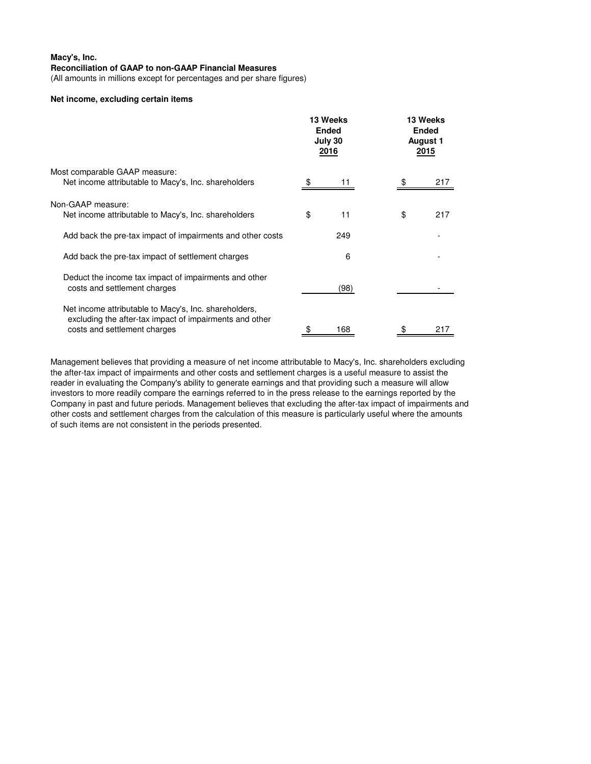**Macy's, Inc.**
**Reconciliation of GAAP to non-GAAP Financial Measures**
(All amounts in millions except for percentages and per share figures)

**Net income, excluding certain items**

| | 13 Weeks Ended July 30 2016 | 13 Weeks Ended August 1 2015 |
|---|---|---|
| Most comparable GAAP measure: | | |
| Net income attributable to Macy's, Inc. shareholders | $ 11 | $ 217 |
| Non-GAAP measure: | | |
| Net income attributable to Macy's, Inc. shareholders | $ 11 | $ 217 |
| Add back the pre-tax impact of impairments and other costs | 249 | - |
| Add back the pre-tax impact of settlement charges | 6 | - |
| Deduct the income tax impact of impairments and other costs and settlement charges | (98) | - |
| Net income attributable to Macy's, Inc. shareholders, excluding the after-tax impact of impairments and other costs and settlement charges | $ 168 | $ 217 |

Management believes that providing a measure of net income attributable to Macy's, Inc. shareholders excluding the after-tax impact of impairments and other costs and settlement charges is a useful measure to assist the reader in evaluating the Company's ability to generate earnings and that providing such a measure will allow investors to more readily compare the earnings referred to in the press release to the earnings reported by the Company in past and future periods. Management believes that excluding the after-tax impact of impairments and other costs and settlement charges from the calculation of this measure is particularly useful where the amounts of such items are not consistent in the periods presented.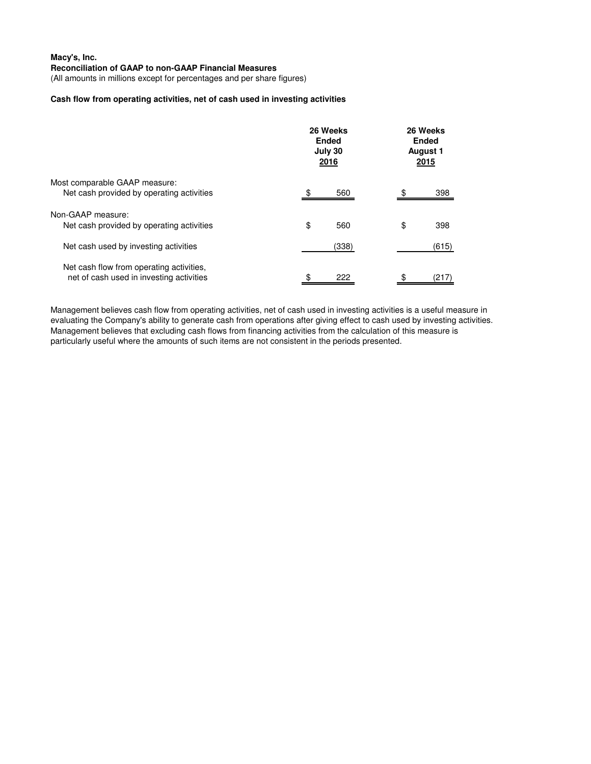**Macy's, Inc.**
**Reconciliation of GAAP to non-GAAP Financial Measures**
(All amounts in millions except for percentages and per share figures)

**Cash flow from operating activities, net of cash used in investing activities**

| | 26 Weeks Ended July 30 2016 | 26 Weeks Ended August 1 2015 |
|---|---|---|
| Most comparable GAAP measure: | | |
| Net cash provided by operating activities | $ 560 | $ 398 |
| Non-GAAP measure: | | |
| Net cash provided by operating activities | $ 560 | $ 398 |
| Net cash used by investing activities | (338) | (615) |
| Net cash flow from operating activities, net of cash used in investing activities | $ 222 | $ (217) |

Management believes cash flow from operating activities, net of cash used in investing activities is a useful measure in evaluating the Company's ability to generate cash from operations after giving effect to cash used by investing activities. Management believes that excluding cash flows from financing activities from the calculation of this measure is particularly useful where the amounts of such items are not consistent in the periods presented.